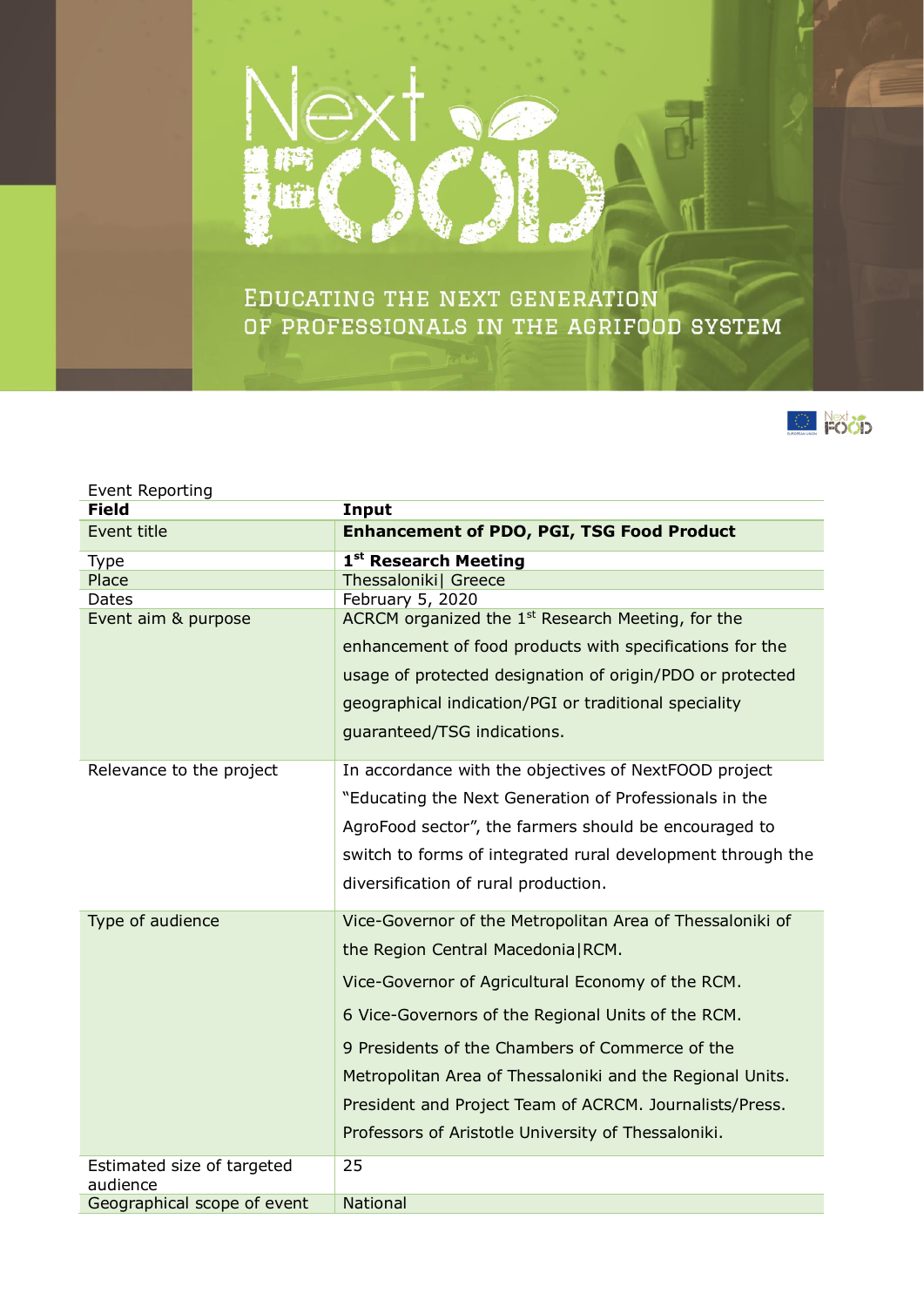# Next FOOD

EDUCATING THE NEXT GENERATION OF PROFESSIONALS IN THE AGRIFOOD SYSTEM

Event Reporting

| **Field** | **Input** |
|---|---|
| Event title | **Enhancement of PDO, PGI, TSG Food Product** |
| Type | **1st Research Meeting** |
| Place | Thessaloniki\| Greece |
| Dates | February 5, 2020 |
| Event aim & purpose | ACRCM organized the 1st Research Meeting, for the enhancement of food products with specifications for the usage of protected designation of origin/PDO or protected geographical indication/PGI or traditional speciality guaranteed/TSG indications. |
| Relevance to the project | In accordance with the objectives of NextFOOD project "Educating the Next Generation of Professionals in the AgroFood sector", the farmers should be encouraged to switch to forms of integrated rural development through the diversification of rural production. |
| Type of audience | Vice-Governor of the Metropolitan Area of Thessaloniki of the Region Central Macedonia\|RCM.<br>Vice-Governor of Agricultural Economy of the RCM.<br>6 Vice-Governors of the Regional Units of the RCM.<br>9 Presidents of the Chambers of Commerce of the Metropolitan Area of Thessaloniki and the Regional Units. President and Project Team of ACRCM. Journalists/Press. Professors of Aristotle University of Thessaloniki. |
| Estimated size of targeted audience | 25 |
| Geographical scope of event | National |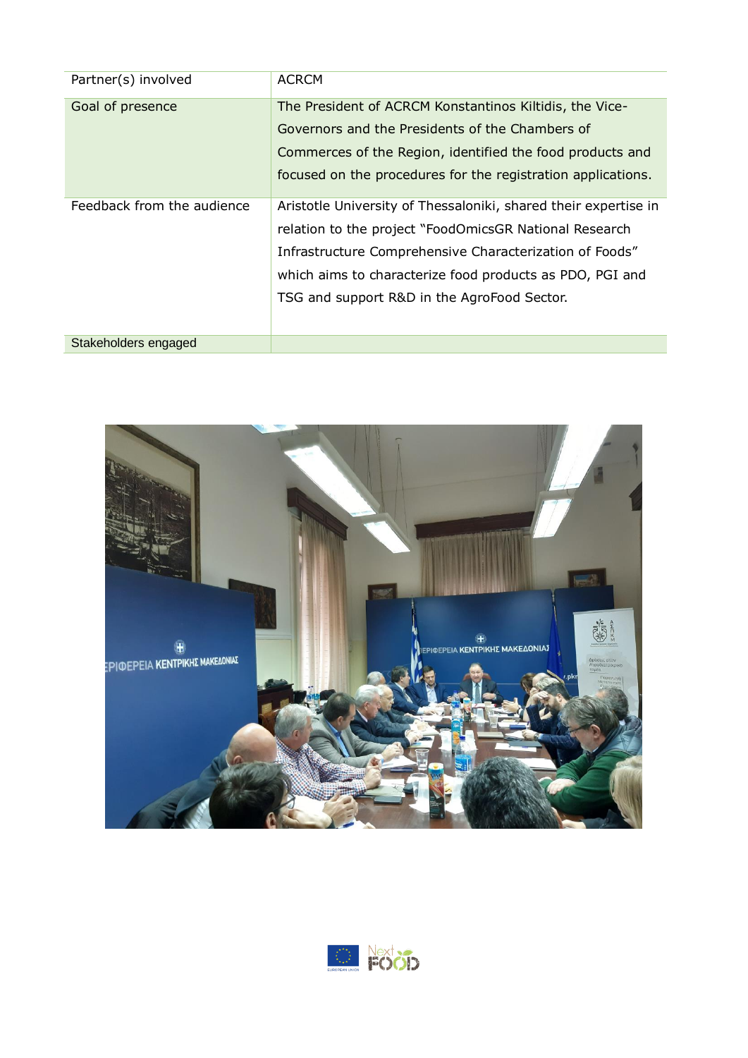| Partner(s) involved | ACRCM |
|---|---|
| Goal of presence | The President of ACRCM Konstantinos Kiltidis, the Vice-Governors and the Presidents of the Chambers of Commerces of the Region, identified the food products and focused on the procedures for the registration applications. |
| Feedback from the audience | Aristotle University of Thessaloniki, shared their expertise in relation to the project "FoodOmicsGR National Research Infrastructure Comprehensive Characterization of Foods" which aims to characterize food products as PDO, PGI and TSG and support R&D in the AgroFood Sector. |
| Stakeholders engaged | |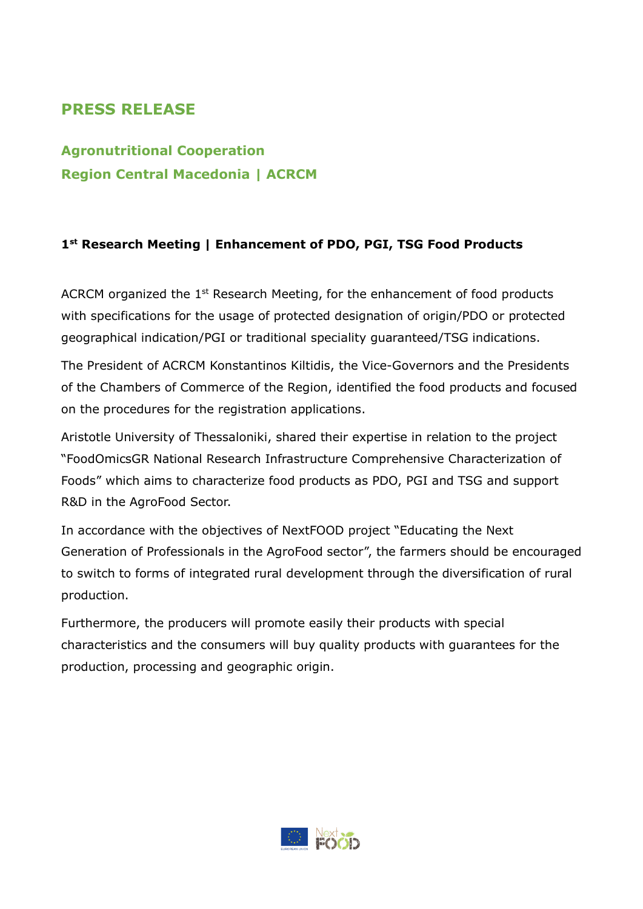# PRESS RELEASE

## Agronutritional Cooperation
## Region Central Macedonia | ACRCM

### 1st Research Meeting | Enhancement of PDO, PGI, TSG Food Products

ACRCM organized the 1st Research Meeting, for the enhancement of food products with specifications for the usage of protected designation of origin/PDO or protected geographical indication/PGI or traditional speciality guaranteed/TSG indications.

The President of ACRCM Konstantinos Kiltidis, the Vice-Governors and the Presidents of the Chambers of Commerce of the Region, identified the food products and focused on the procedures for the registration applications.

Aristotle University of Thessaloniki, shared their expertise in relation to the project "FoodOmicsGR National Research Infrastructure Comprehensive Characterization of Foods" which aims to characterize food products as PDO, PGI and TSG and support R&D in the AgroFood Sector.

In accordance with the objectives of NextFOOD project "Educating the Next Generation of Professionals in the AgroFood sector", the farmers should be encouraged to switch to forms of integrated rural development through the diversification of rural production.

Furthermore, the producers will promote easily their products with special characteristics and the consumers will buy quality products with guarantees for the production, processing and geographic origin.